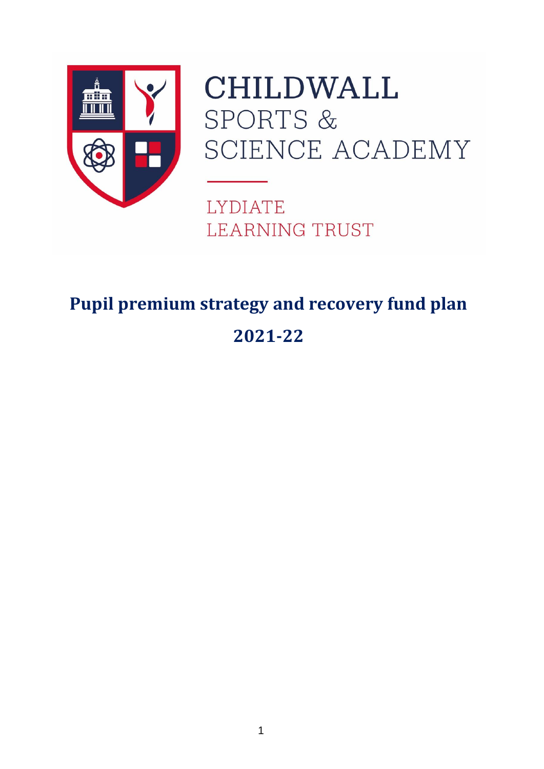CHILDWALL
SPORTS &
SCIENCE ACADEMY

LYDIATE
LEARNING TRUST

# Pupil premium strategy and recovery fund plan

# 2021-22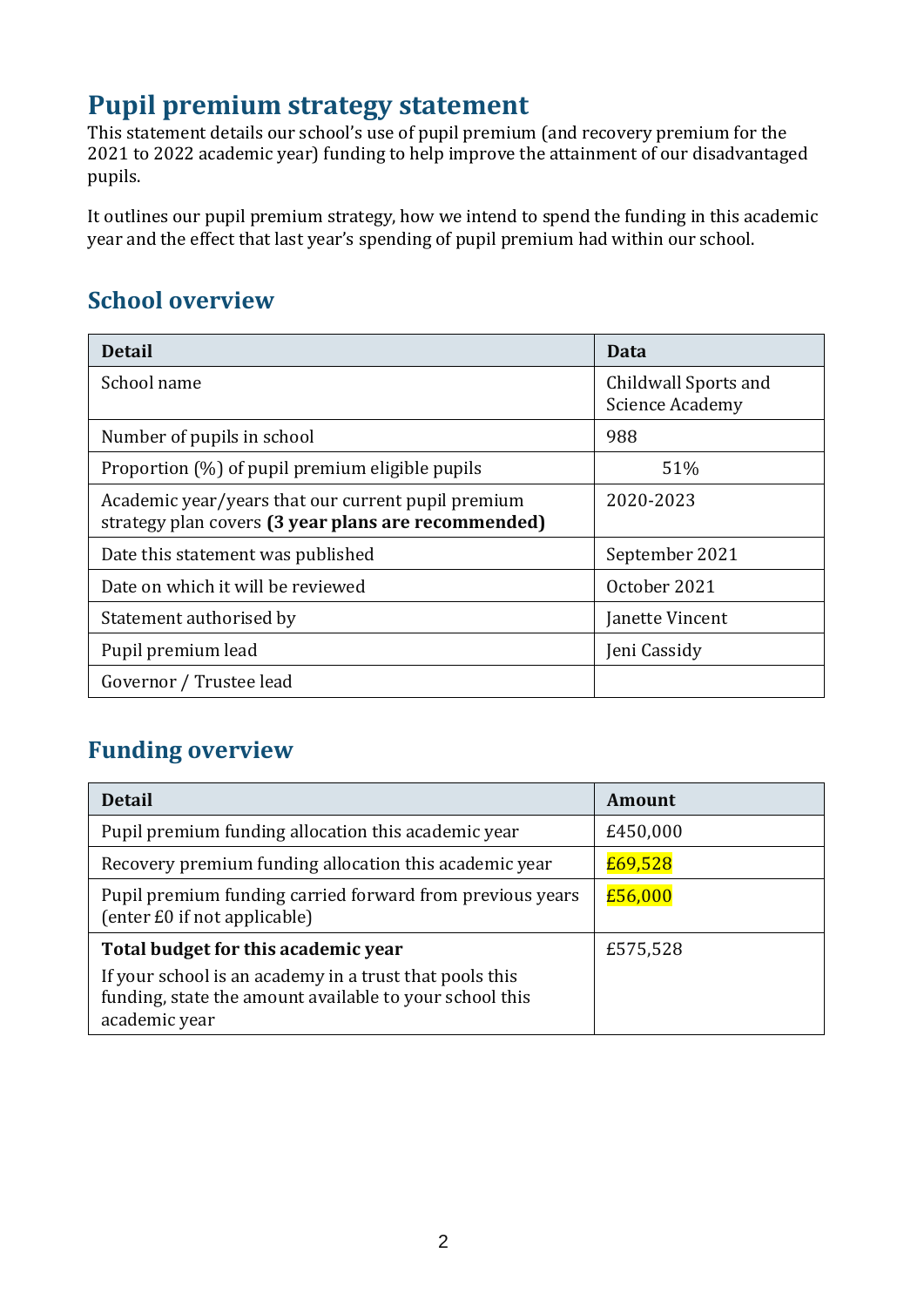# Pupil premium strategy statement

This statement details our school's use of pupil premium (and recovery premium for the 2021 to 2022 academic year) funding to help improve the attainment of our disadvantaged pupils.

It outlines our pupil premium strategy, how we intend to spend the funding in this academic year and the effect that last year's spending of pupil premium had within our school.

## School overview

| Detail | Data |
|---|---|
| School name | Childwall Sports and Science Academy |
| Number of pupils in school | 988 |
| Proportion (%) of pupil premium eligible pupils | 51% |
| Academic year/years that our current pupil premium strategy plan covers **(3 year plans are recommended)** | 2020-2023 |
| Date this statement was published | September 2021 |
| Date on which it will be reviewed | October 2021 |
| Statement authorised by | Janette Vincent |
| Pupil premium lead | Jeni Cassidy |
| Governor / Trustee lead | |

## Funding overview

| Detail | Amount |
|---|---|
| Pupil premium funding allocation this academic year | £450,000 |
| Recovery premium funding allocation this academic year | £69,528 |
| Pupil premium funding carried forward from previous years (enter £0 if not applicable) | £56,000 |
| **Total budget for this academic year**<br>If your school is an academy in a trust that pools this funding, state the amount available to your school this academic year | £575,528 |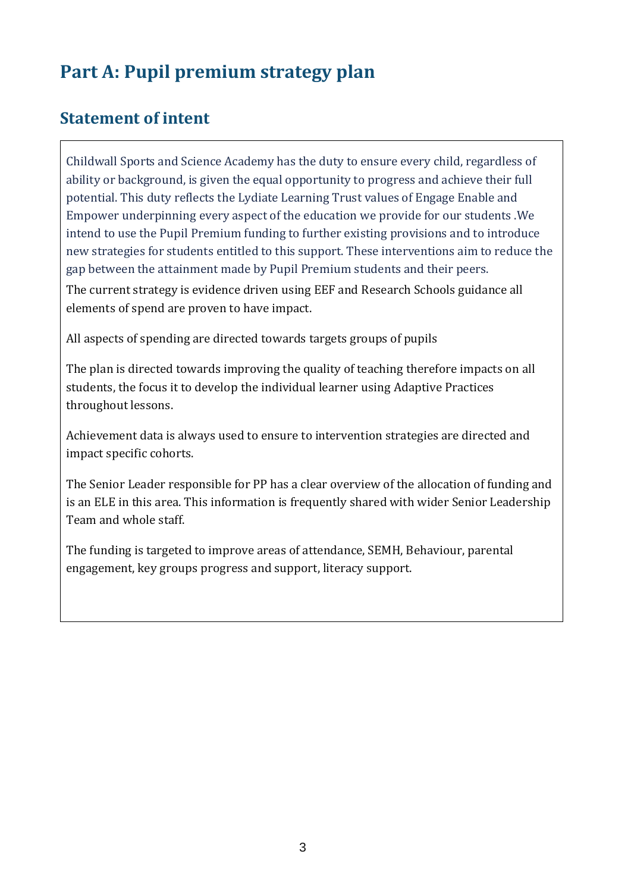# Part A: Pupil premium strategy plan

## Statement of intent

Childwall Sports and Science Academy has the duty to ensure every child, regardless of ability or background, is given the equal opportunity to progress and achieve their full potential. This duty reflects the Lydiate Learning Trust values of Engage Enable and Empower underpinning every aspect of the education we provide for our students .We intend to use the Pupil Premium funding to further existing provisions and to introduce new strategies for students entitled to this support. These interventions aim to reduce the gap between the attainment made by Pupil Premium students and their peers.

The current strategy is evidence driven using EEF and Research Schools guidance all elements of spend are proven to have impact.

All aspects of spending are directed towards targets groups of pupils

The plan is directed towards improving the quality of teaching therefore impacts on all students, the focus it to develop the individual learner using Adaptive Practices throughout lessons.

Achievement data is always used to ensure to intervention strategies are directed and impact specific cohorts.

The Senior Leader responsible for PP has a clear overview of the allocation of funding and is an ELE in this area. This information is frequently shared with wider Senior Leadership Team and whole staff.

The funding is targeted to improve areas of attendance, SEMH, Behaviour, parental engagement, key groups progress and support, literacy support.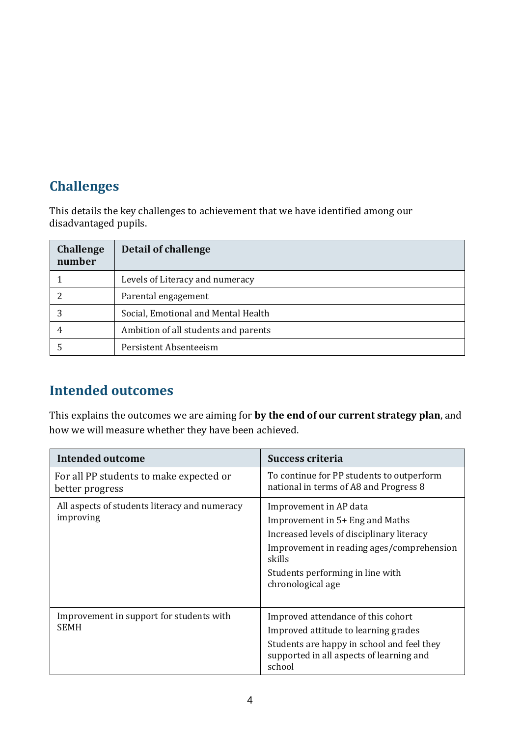## Challenges

This details the key challenges to achievement that we have identified among our disadvantaged pupils.

| Challenge number | Detail of challenge |
|---|---|
| 1 | Levels of Literacy and numeracy |
| 2 | Parental engagement |
| 3 | Social, Emotional and Mental Health |
| 4 | Ambition of all students and parents |
| 5 | Persistent Absenteeism |

## Intended outcomes

This explains the outcomes we are aiming for **by the end of our current strategy plan**, and how we will measure whether they have been achieved.

| Intended outcome | Success criteria |
|---|---|
| For all PP students to make expected or better progress | To continue for PP students to outperform national in terms of A8 and Progress 8 |
| All aspects of students literacy and numeracy improving | Improvement in AP data<br>Improvement in 5+ Eng and Maths<br>Increased levels of disciplinary literacy<br>Improvement in reading ages/comprehension skills<br>Students performing in line with chronological age |
| Improvement in support for students with SEMH | Improved attendance of this cohort<br>Improved attitude to learning grades<br>Students are happy in school and feel they supported in all aspects of learning and school |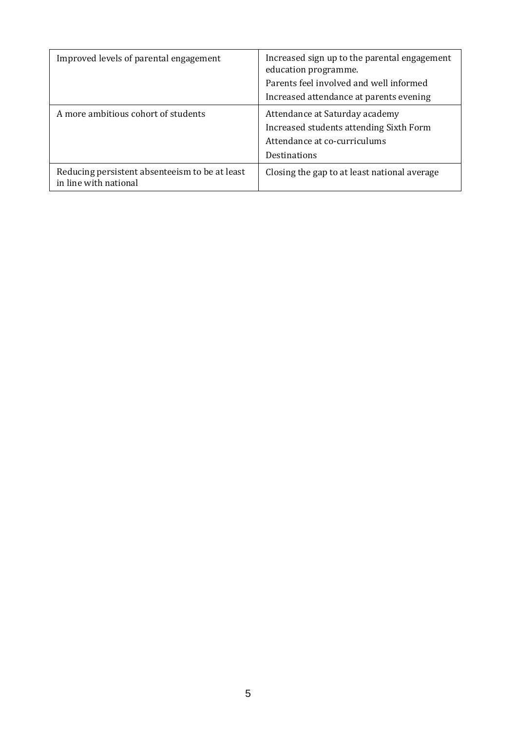| | |
|---|---|
| Improved levels of parental engagement | Increased sign up to the parental engagement education programme.<br>Parents feel involved and well informed<br>Increased attendance at parents evening |
| A more ambitious cohort of students | Attendance at Saturday academy<br>Increased students attending Sixth Form<br>Attendance at co-curriculums<br>Destinations |
| Reducing persistent absenteeism to be at least in line with national | Closing the gap to at least national average |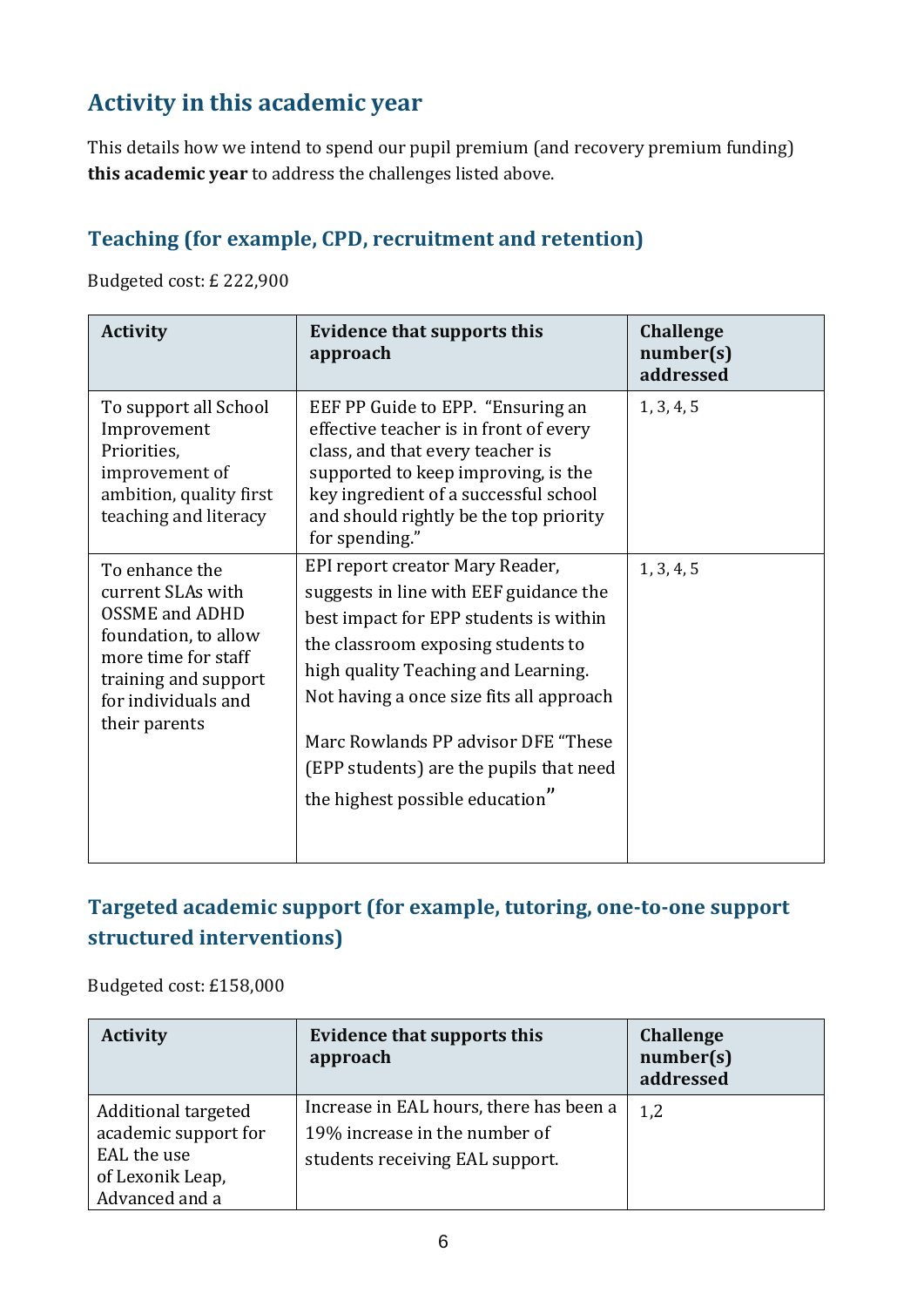## Activity in this academic year

This details how we intend to spend our pupil premium (and recovery premium funding) **this academic year** to address the challenges listed above.

### Teaching (for example, CPD, recruitment and retention)

Budgeted cost: £ 222,900

| Activity | Evidence that supports this approach | Challenge number(s) addressed |
|---|---|---|
| To support all School Improvement Priorities, improvement of ambition, quality first teaching and literacy | EEF PP Guide to EPP. "Ensuring an effective teacher is in front of every class, and that every teacher is supported to keep improving, is the key ingredient of a successful school and should rightly be the top priority for spending." | 1, 3, 4, 5 |
| To enhance the current SLAs with OSSME and ADHD foundation, to allow more time for staff training and support for individuals and their parents | EPI report creator Mary Reader, suggests in line with EEF guidance the best impact for EPP students is within the classroom exposing students to high quality Teaching and Learning. Not having a once size fits all approach<br><br>Marc Rowlands PP advisor DFE "These (EPP students) are the pupils that need the highest possible education" | 1, 3, 4, 5 |

### Targeted academic support (for example, tutoring, one-to-one support structured interventions)

Budgeted cost: £158,000

| Activity | Evidence that supports this approach | Challenge number(s) addressed |
|---|---|---|
| Additional targeted academic support for EAL the use of Lexonik Leap, Advanced and a | Increase in EAL hours, there has been a 19% increase in the number of students receiving EAL support. | 1,2 |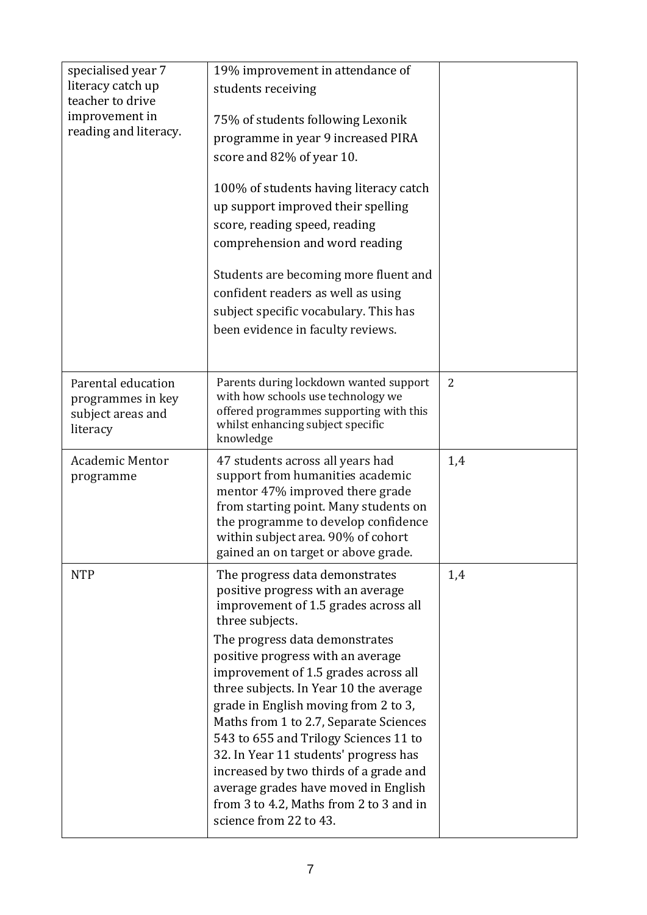| | | |
|---|---|---|
| specialised year 7 literacy catch up teacher to drive improvement in reading and literacy. | 19% improvement in attendance of students receiving<br><br>75% of students following Lexonik programme in year 9 increased PIRA score and 82% of year 10.<br><br>100% of students having literacy catch up support improved their spelling score, reading speed, reading comprehension and word reading<br><br>Students are becoming more fluent and confident readers as well as using subject specific vocabulary. This has been evidence in faculty reviews. | |
| Parental education programmes in key subject areas and literacy | Parents during lockdown wanted support with how schools use technology we offered programmes supporting with this whilst enhancing subject specific knowledge | 2 |
| Academic Mentor programme | 47 students across all years had support from humanities academic mentor 47% improved there grade from starting point. Many students on the programme to develop confidence within subject area. 90% of cohort gained an on target or above grade. | 1,4 |
| NTP | The progress data demonstrates positive progress with an average improvement of 1.5 grades across all three subjects.<br><br>The progress data demonstrates positive progress with an average improvement of 1.5 grades across all three subjects. In Year 10 the average grade in English moving from 2 to 3, Maths from 1 to 2.7, Separate Sciences 543 to 655 and Trilogy Sciences 11 to 32. In Year 11 students' progress has increased by two thirds of a grade and average grades have moved in English from 3 to 4.2, Maths from 2 to 3 and in science from 22 to 43. | 1,4 |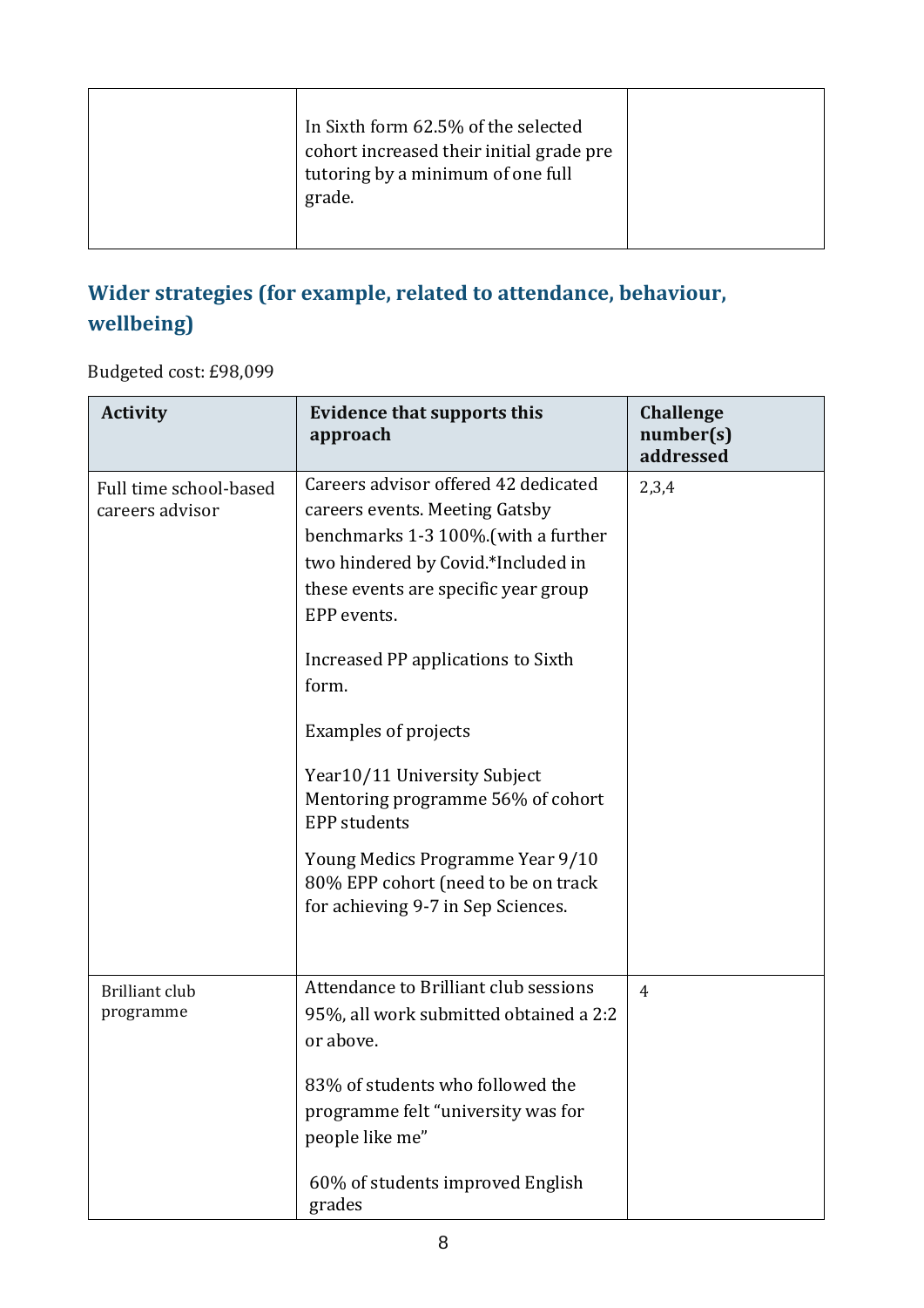| | | |
|---|---|---|
| | In Sixth form 62.5% of the selected cohort increased their initial grade pre tutoring by a minimum of one full grade. | |

## Wider strategies (for example, related to attendance, behaviour, wellbeing)

Budgeted cost: £98,099

| Activity | Evidence that supports this approach | Challenge number(s) addressed |
|---|---|---|
| Full time school-based careers advisor | Careers advisor offered 42 dedicated careers events. Meeting Gatsby benchmarks 1-3 100%.(with a further two hindered by Covid.*Included in these events are specific year group EPP events.<br><br>Increased PP applications to Sixth form.<br><br>Examples of projects<br><br>Year10/11 University Subject Mentoring programme 56% of cohort EPP students<br><br>Young Medics Programme Year 9/10 80% EPP cohort (need to be on track for achieving 9-7 in Sep Sciences. | 2,3,4 |
| Brilliant club programme | Attendance to Brilliant club sessions 95%, all work submitted obtained a 2:2 or above.<br><br>83% of students who followed the programme felt "university was for people like me"<br><br>60% of students improved English grades | 4 |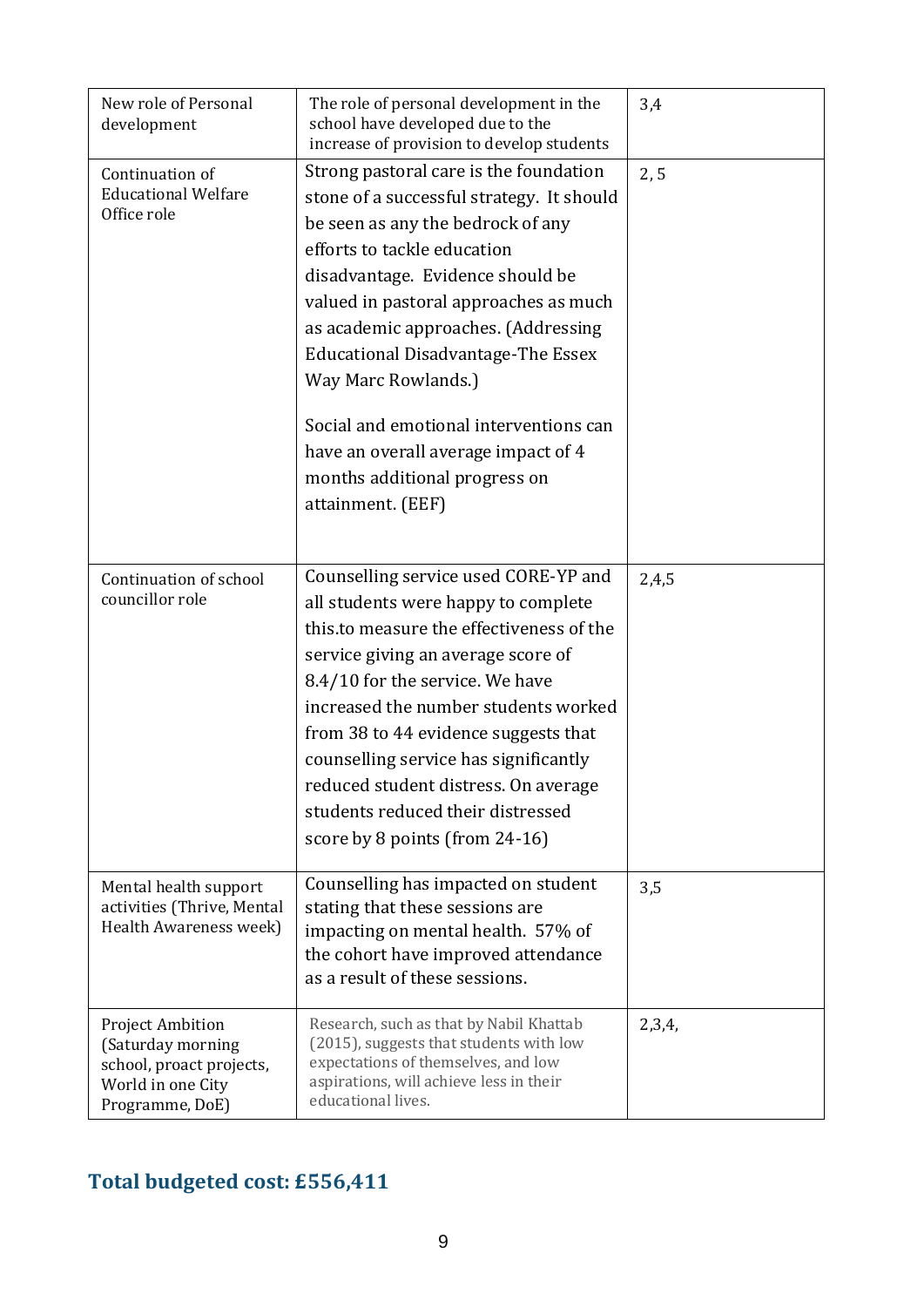| | | |
|---|---|---|
| New role of Personal development | The role of personal development in the school have developed due to the increase of provision to develop students | 3,4 |
| Continuation of Educational Welfare Office role | Strong pastoral care is the foundation stone of a successful strategy. It should be seen as any the bedrock of any efforts to tackle education disadvantage. Evidence should be valued in pastoral approaches as much as academic approaches. (Addressing Educational Disadvantage-The Essex Way Marc Rowlands.)<br><br>Social and emotional interventions can have an overall average impact of 4 months additional progress on attainment. (EEF) | 2, 5 |
| Continuation of school councillor role | Counselling service used CORE-YP and all students were happy to complete this.to measure the effectiveness of the service giving an average score of 8.4/10 for the service. We have increased the number students worked from 38 to 44 evidence suggests that counselling service has significantly reduced student distress. On average students reduced their distressed score by 8 points (from 24-16) | 2,4,5 |
| Mental health support activities (Thrive, Mental Health Awareness week) | Counselling has impacted on student stating that these sessions are impacting on mental health. 57% of the cohort have improved attendance as a result of these sessions. | 3,5 |
| Project Ambition (Saturday morning school, proact projects, World in one City Programme, DoE) | Research, such as that by Nabil Khattab (2015), suggests that students with low expectations of themselves, and low aspirations, will achieve less in their educational lives. | 2,3,4, |

## Total budgeted cost: £556,411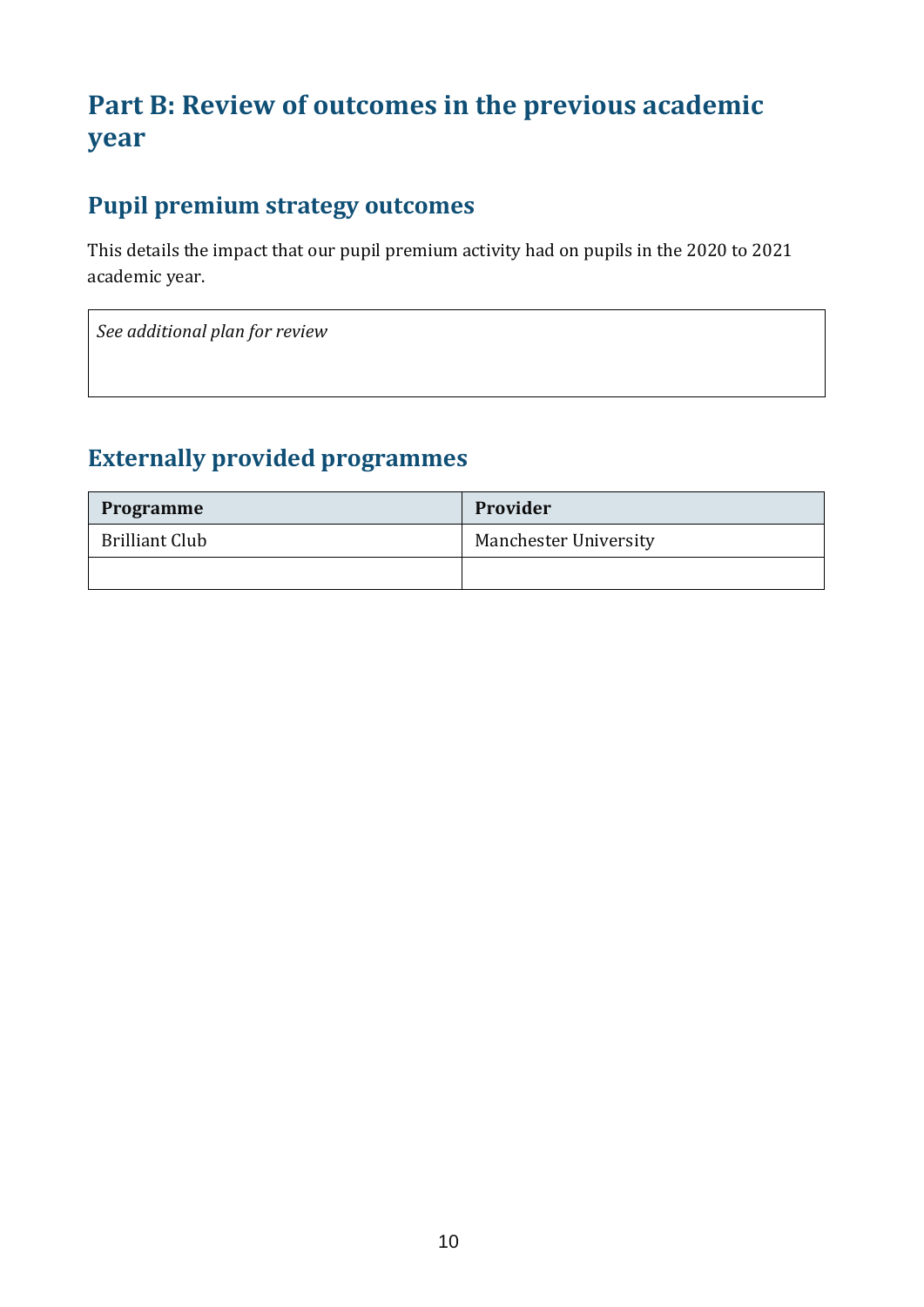# Part B: Review of outcomes in the previous academic year

## Pupil premium strategy outcomes

This details the impact that our pupil premium activity had on pupils in the 2020 to 2021 academic year.

| *See additional plan for review* |
|---|

## Externally provided programmes

| Programme | Provider |
|---|---|
| Brilliant Club | Manchester University |
| | |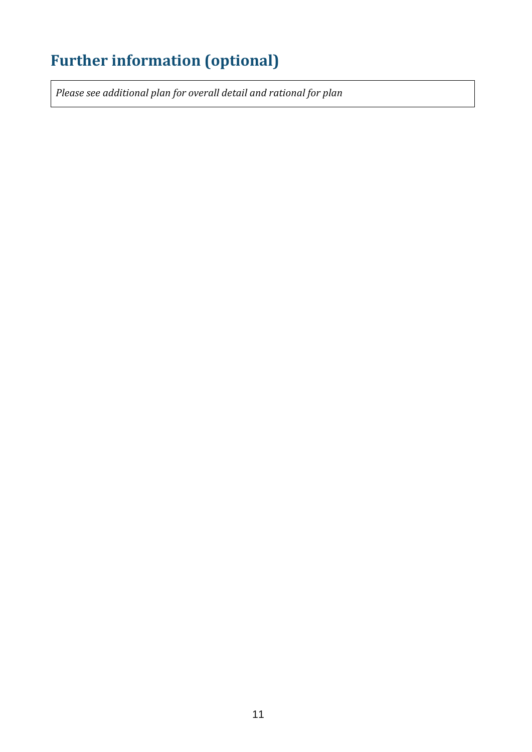## Further information (optional)

*Please see additional plan for overall detail and rational for plan*